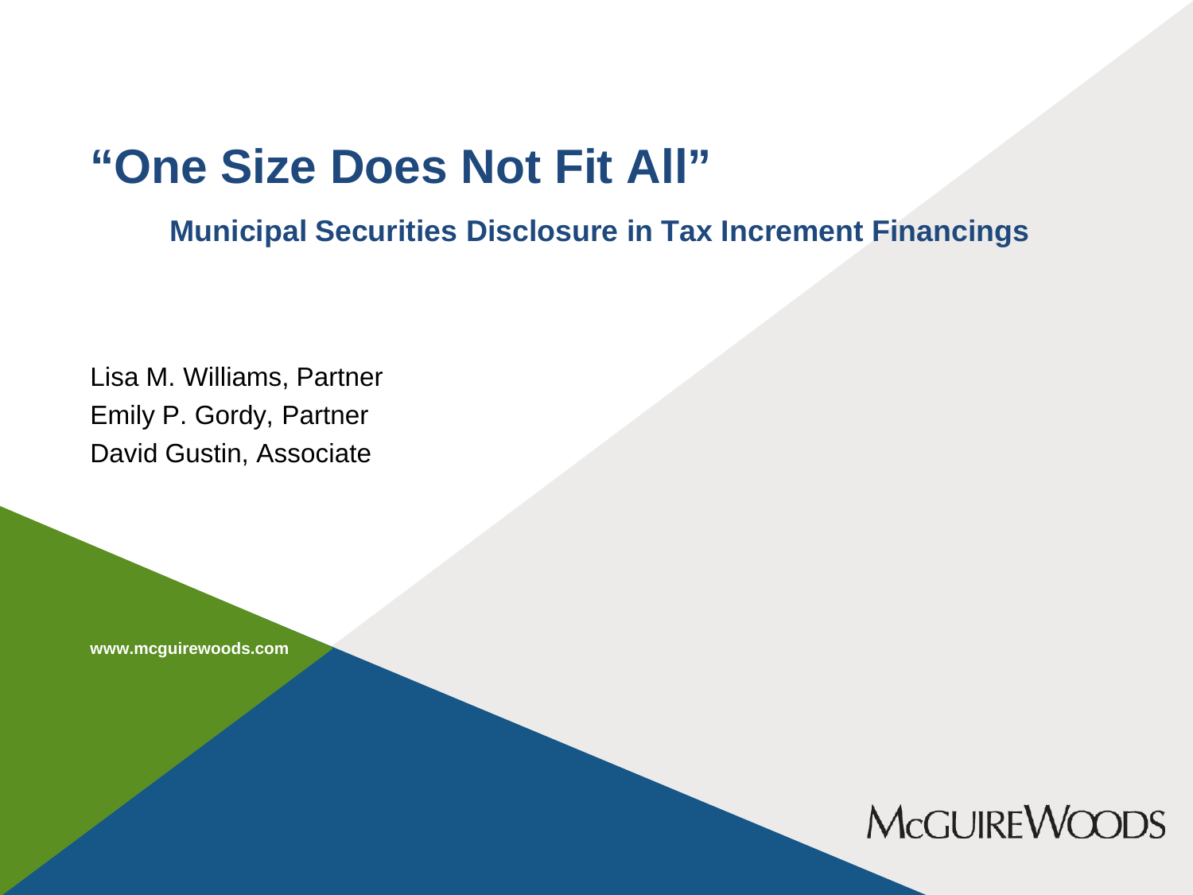# "One Size Does Not Fit All"

## Municipal Securities Disclosure in Tax Increment Financings

Lisa M. Williams, Partner
Emily P. Gordy, Partner
David Gustin, Associate

www.mcguirewoods.com

McGuireWoods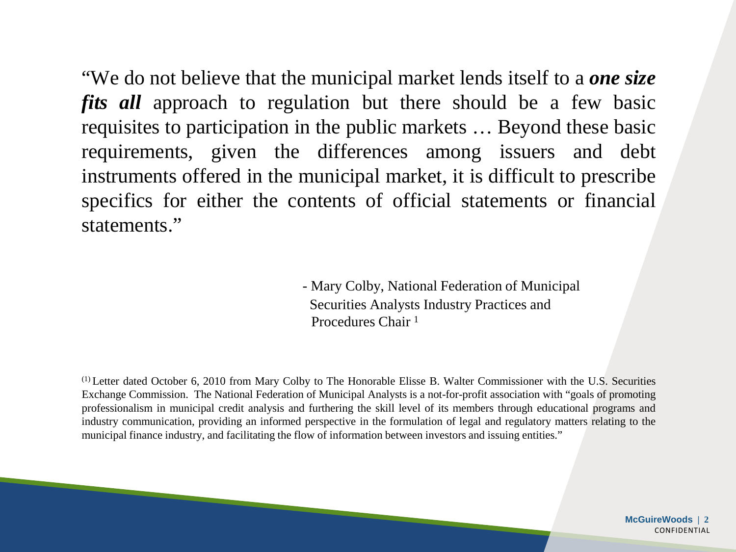"We do not believe that the municipal market lends itself to a ***one size fits all*** approach to regulation but there should be a few basic requisites to participation in the public markets … Beyond these basic requirements, given the differences among issuers and debt instruments offered in the municipal market, it is difficult to prescribe specifics for either the contents of official statements or financial statements."

- Mary Colby, National Federation of Municipal Securities Analysts Industry Practices and Procedures Chair [1]

[(1)] Letter dated October 6, 2010 from Mary Colby to The Honorable Elisse B. Walter Commissioner with the U.S. Securities Exchange Commission. The National Federation of Municipal Analysts is a not-for-profit association with "goals of promoting professionalism in municipal credit analysis and furthering the skill level of its members through educational programs and industry communication, providing an informed perspective in the formulation of legal and regulatory matters relating to the municipal finance industry, and facilitating the flow of information between investors and issuing entities."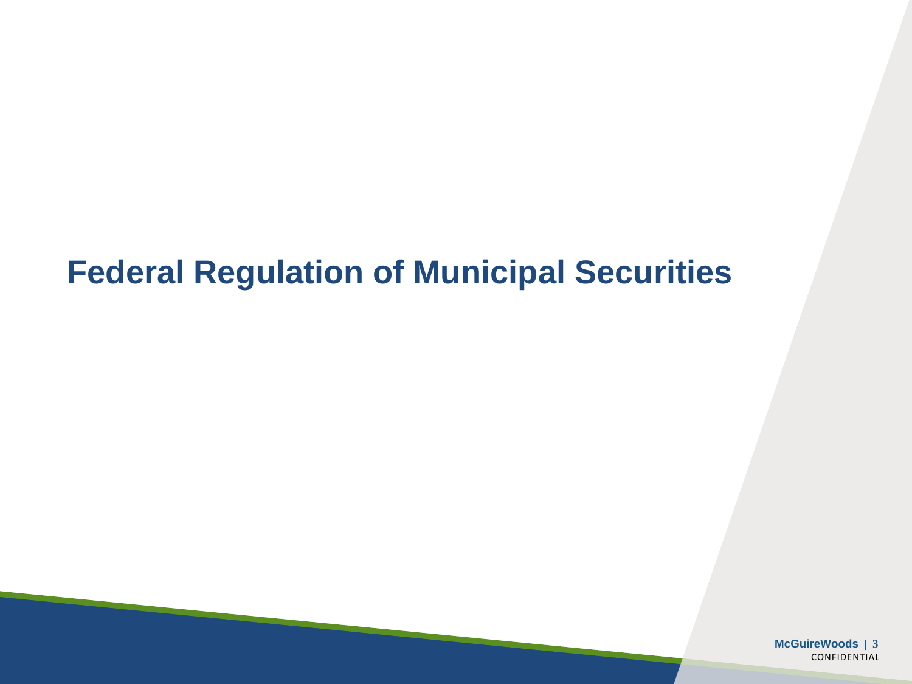# Federal Regulation of Municipal Securities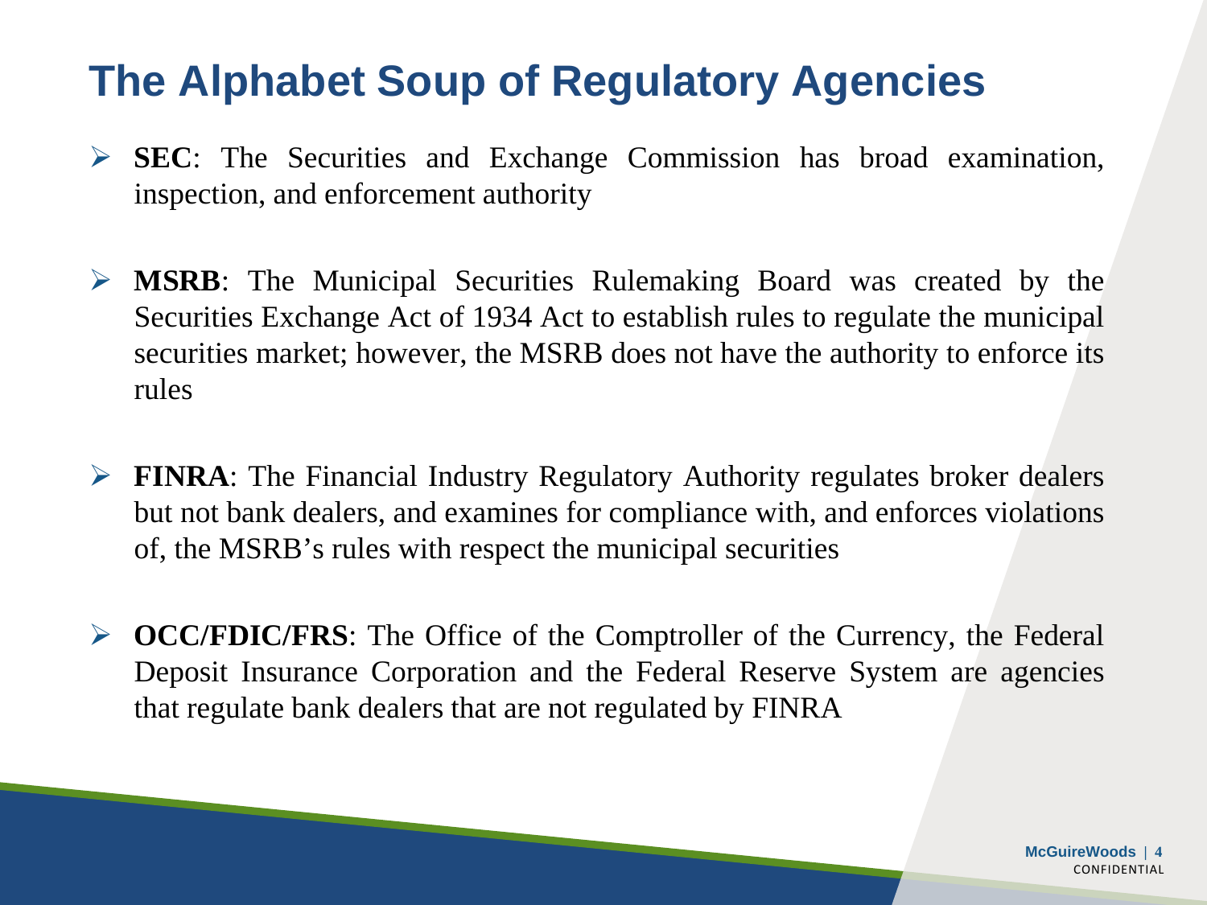# The Alphabet Soup of Regulatory Agencies

- **SEC**: The Securities and Exchange Commission has broad examination, inspection, and enforcement authority
- **MSRB**: The Municipal Securities Rulemaking Board was created by the Securities Exchange Act of 1934 Act to establish rules to regulate the municipal securities market; however, the MSRB does not have the authority to enforce its rules
- **FINRA**: The Financial Industry Regulatory Authority regulates broker dealers but not bank dealers, and examines for compliance with, and enforces violations of, the MSRB's rules with respect the municipal securities
- **OCC/FDIC/FRS**: The Office of the Comptroller of the Currency, the Federal Deposit Insurance Corporation and the Federal Reserve System are agencies that regulate bank dealers that are not regulated by FINRA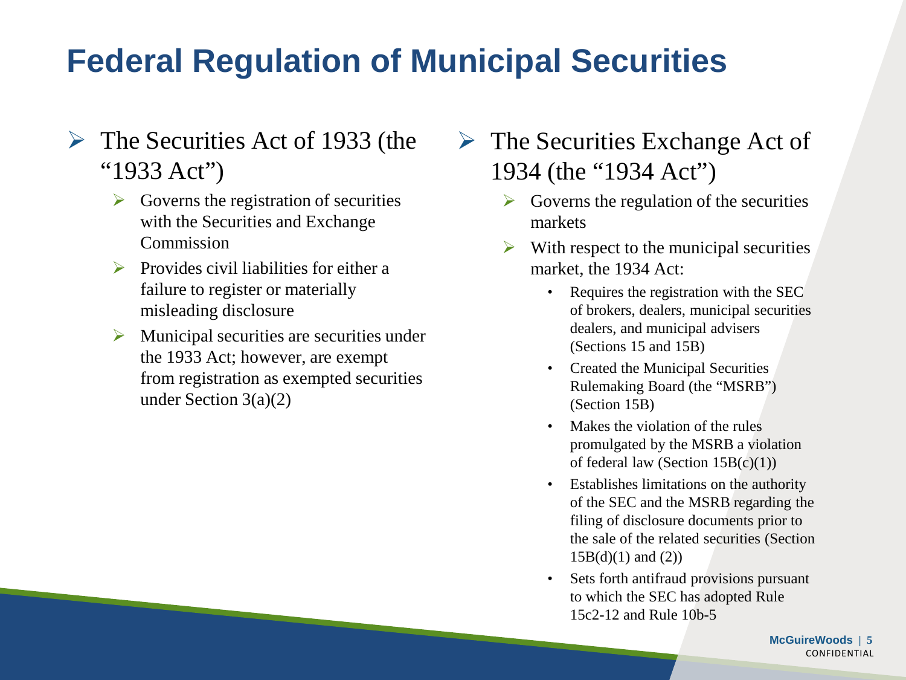# Federal Regulation of Municipal Securities

- The Securities Act of 1933 (the "1933 Act")
  - Governs the registration of securities with the Securities and Exchange Commission
  - Provides civil liabilities for either a failure to register or materially misleading disclosure
  - Municipal securities are securities under the 1933 Act; however, are exempt from registration as exempted securities under Section 3(a)(2)

- The Securities Exchange Act of 1934 (the "1934 Act")
  - Governs the regulation of the securities markets
  - With respect to the municipal securities market, the 1934 Act:
    - Requires the registration with the SEC of brokers, dealers, municipal securities dealers, and municipal advisers (Sections 15 and 15B)
    - Created the Municipal Securities Rulemaking Board (the "MSRB") (Section 15B)
    - Makes the violation of the rules promulgated by the MSRB a violation of federal law (Section 15B(c)(1))
    - Establishes limitations on the authority of the SEC and the MSRB regarding the filing of disclosure documents prior to the sale of the related securities (Section 15B(d)(1) and (2))
    - Sets forth antifraud provisions pursuant to which the SEC has adopted Rule 15c2-12 and Rule 10b-5

CONFIDENTIAL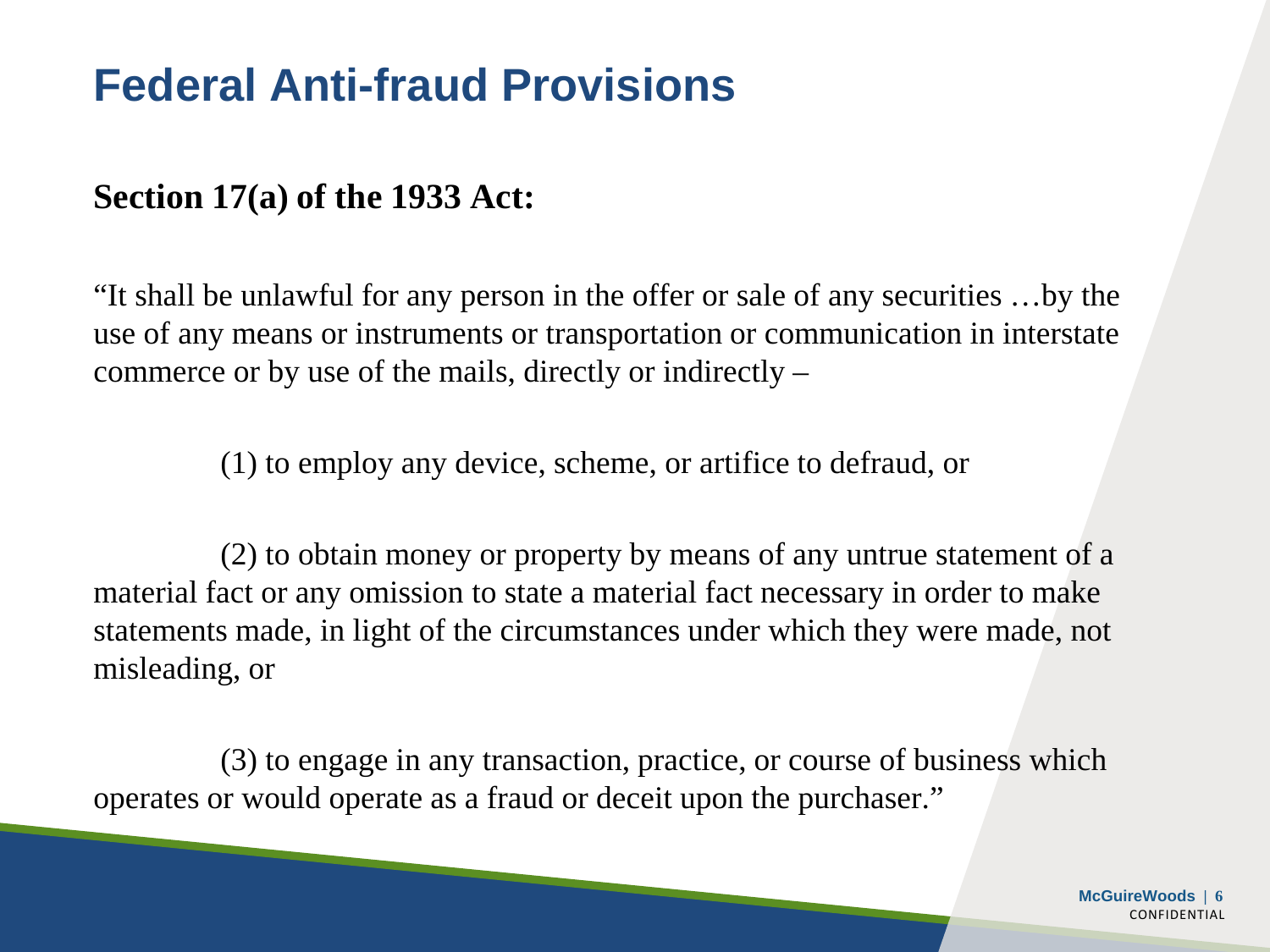# Federal Anti-fraud Provisions

**Section 17(a) of the 1933 Act:**

"It shall be unlawful for any person in the offer or sale of any securities …by the use of any means or instruments or transportation or communication in interstate commerce or by use of the mails, directly or indirectly –

(1) to employ any device, scheme, or artifice to defraud, or

(2) to obtain money or property by means of any untrue statement of a material fact or any omission to state a material fact necessary in order to make statements made, in light of the circumstances under which they were made, not misleading, or

(3) to engage in any transaction, practice, or course of business which operates or would operate as a fraud or deceit upon the purchaser."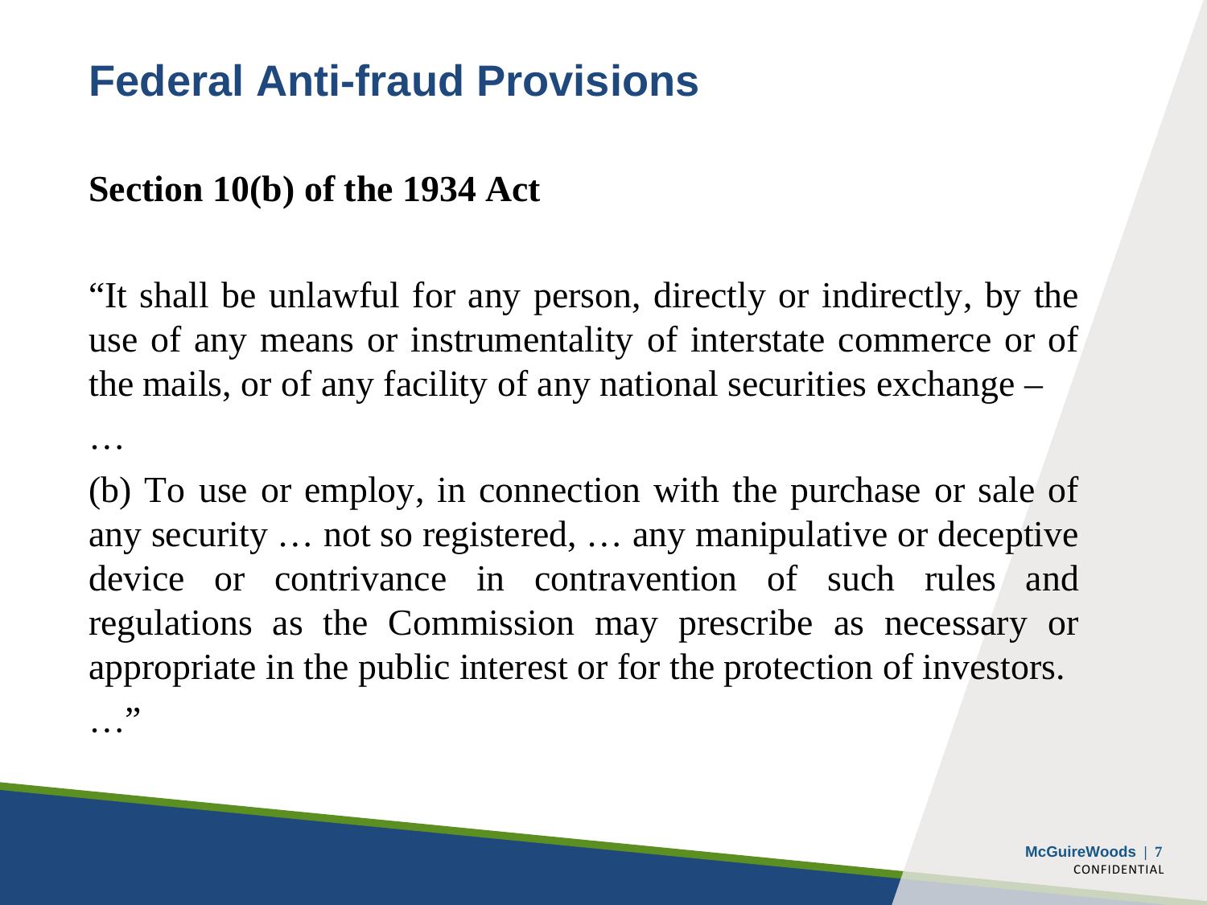# Federal Anti-fraud Provisions

**Section 10(b) of the 1934 Act**

"It shall be unlawful for any person, directly or indirectly, by the use of any means or instrumentality of interstate commerce or of the mails, or of any facility of any national securities exchange –

…

(b) To use or employ, in connection with the purchase or sale of any security … not so registered, … any manipulative or deceptive device or contrivance in contravention of such rules and regulations as the Commission may prescribe as necessary or appropriate in the public interest or for the protection of investors.

…"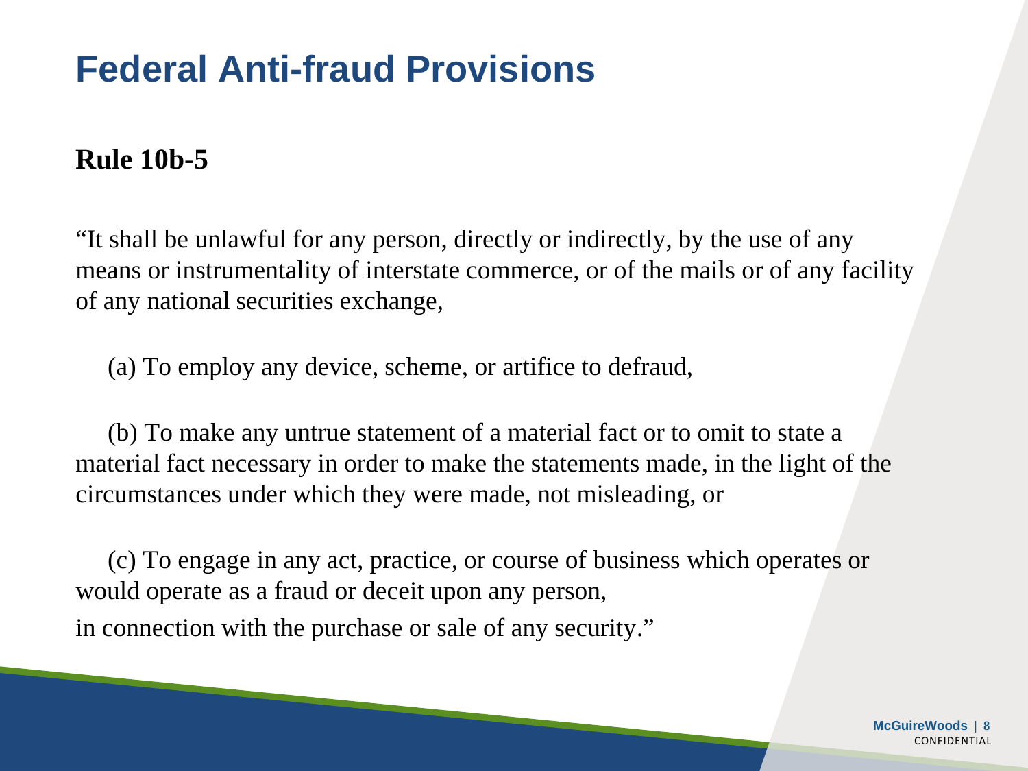# Federal Anti-fraud Provisions

**Rule 10b-5**

"It shall be unlawful for any person, directly or indirectly, by the use of any means or instrumentality of interstate commerce, or of the mails or of any facility of any national securities exchange,

(a) To employ any device, scheme, or artifice to defraud,

(b) To make any untrue statement of a material fact or to omit to state a material fact necessary in order to make the statements made, in the light of the circumstances under which they were made, not misleading, or

(c) To engage in any act, practice, or course of business which operates or would operate as a fraud or deceit upon any person,

in connection with the purchase or sale of any security."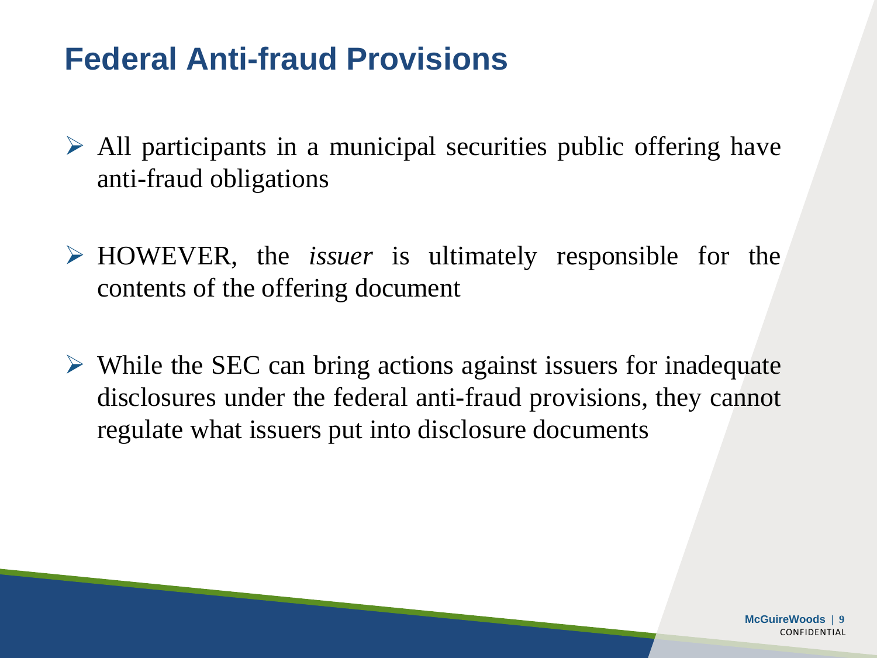# Federal Anti-fraud Provisions

- All participants in a municipal securities public offering have anti-fraud obligations
- HOWEVER, the *issuer* is ultimately responsible for the contents of the offering document
- While the SEC can bring actions against issuers for inadequate disclosures under the federal anti-fraud provisions, they cannot regulate what issuers put into disclosure documents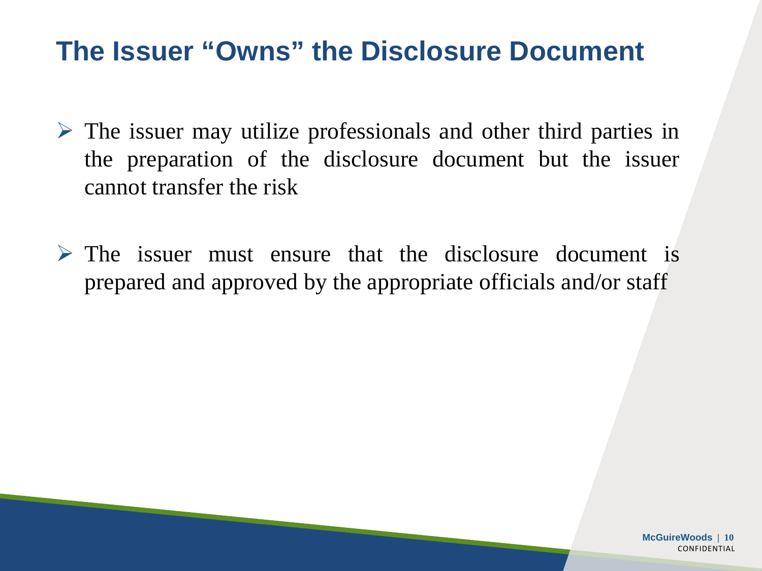# The Issuer "Owns" the Disclosure Document

- The issuer may utilize professionals and other third parties in the preparation of the disclosure document but the issuer cannot transfer the risk

- The issuer must ensure that the disclosure document is prepared and approved by the appropriate officials and/or staff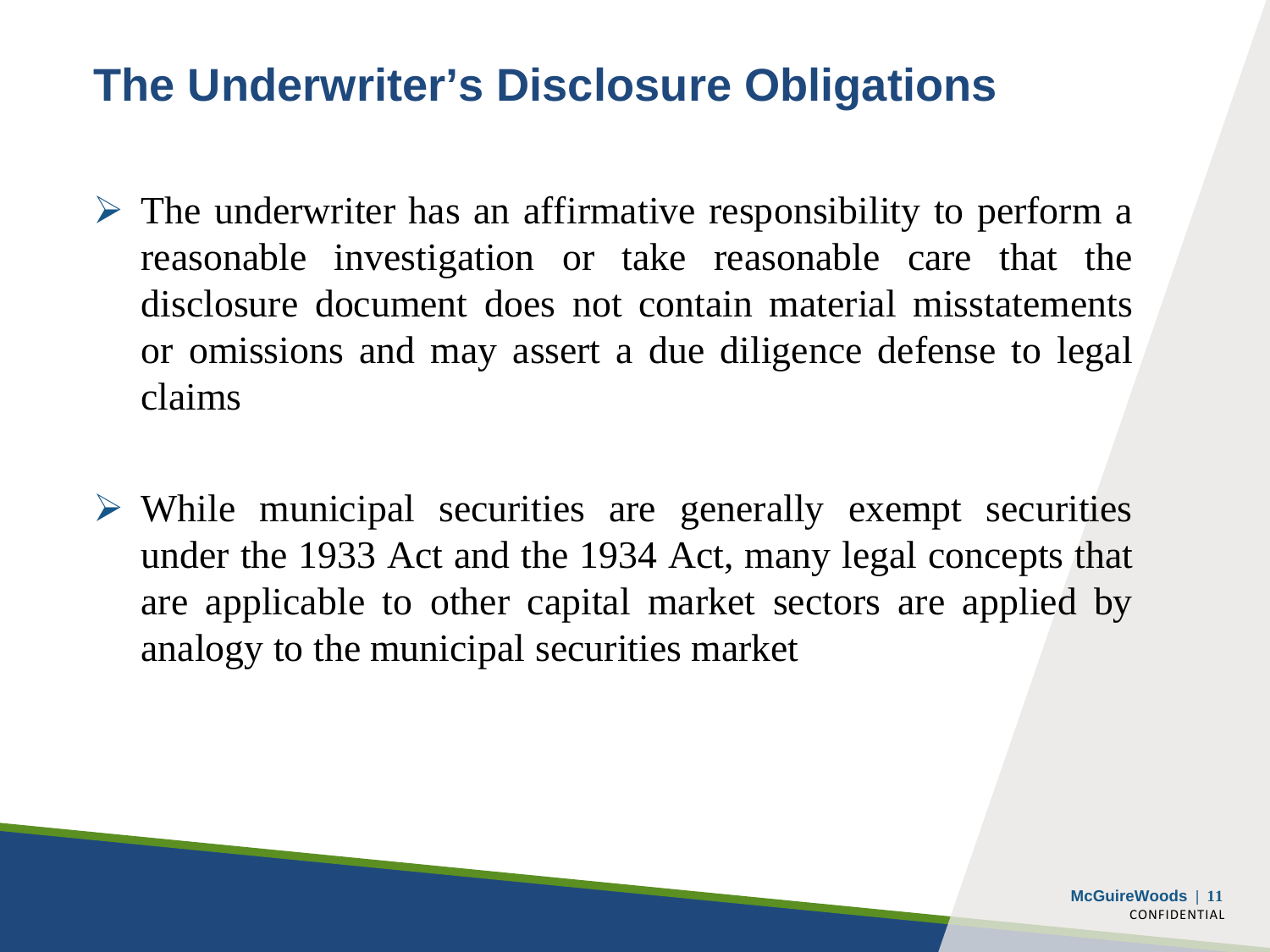# The Underwriter's Disclosure Obligations

- The underwriter has an affirmative responsibility to perform a reasonable investigation or take reasonable care that the disclosure document does not contain material misstatements or omissions and may assert a due diligence defense to legal claims

- While municipal securities are generally exempt securities under the 1933 Act and the 1934 Act, many legal concepts that are applicable to other capital market sectors are applied by analogy to the municipal securities market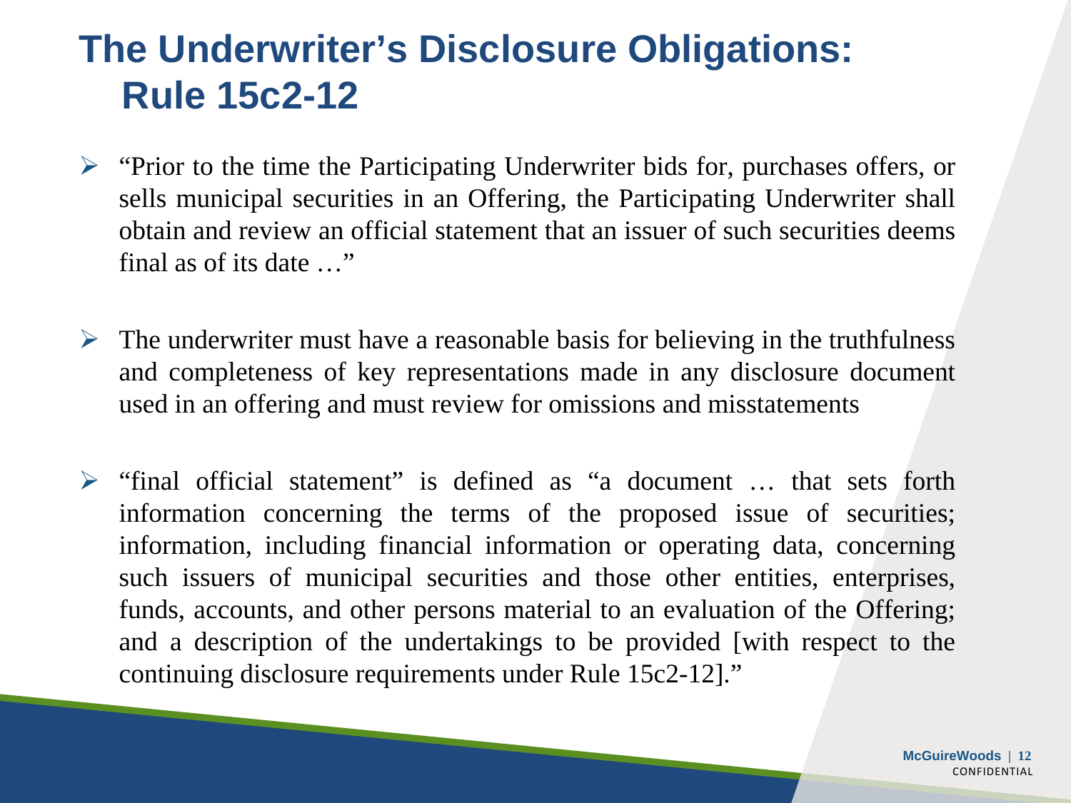# The Underwriter's Disclosure Obligations: Rule 15c2-12

- "Prior to the time the Participating Underwriter bids for, purchases offers, or sells municipal securities in an Offering, the Participating Underwriter shall obtain and review an official statement that an issuer of such securities deems final as of its date …"
- The underwriter must have a reasonable basis for believing in the truthfulness and completeness of key representations made in any disclosure document used in an offering and must review for omissions and misstatements
- "final official statement" is defined as "a document … that sets forth information concerning the terms of the proposed issue of securities; information, including financial information or operating data, concerning such issuers of municipal securities and those other entities, enterprises, funds, accounts, and other persons material to an evaluation of the Offering; and a description of the undertakings to be provided [with respect to the continuing disclosure requirements under Rule 15c2-12]."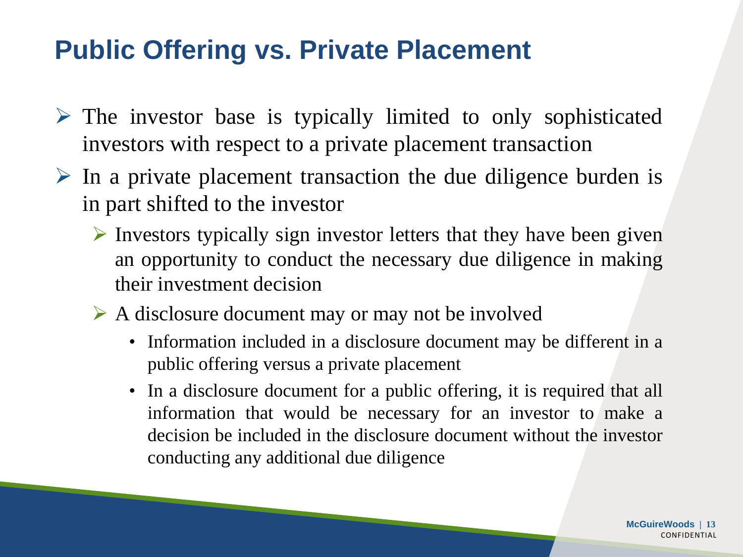# Public Offering vs. Private Placement

- The investor base is typically limited to only sophisticated investors with respect to a private placement transaction
- In a private placement transaction the due diligence burden is in part shifted to the investor
  - Investors typically sign investor letters that they have been given an opportunity to conduct the necessary due diligence in making their investment decision
  - A disclosure document may or may not be involved
    - Information included in a disclosure document may be different in a public offering versus a private placement
    - In a disclosure document for a public offering, it is required that all information that would be necessary for an investor to make a decision be included in the disclosure document without the investor conducting any additional due diligence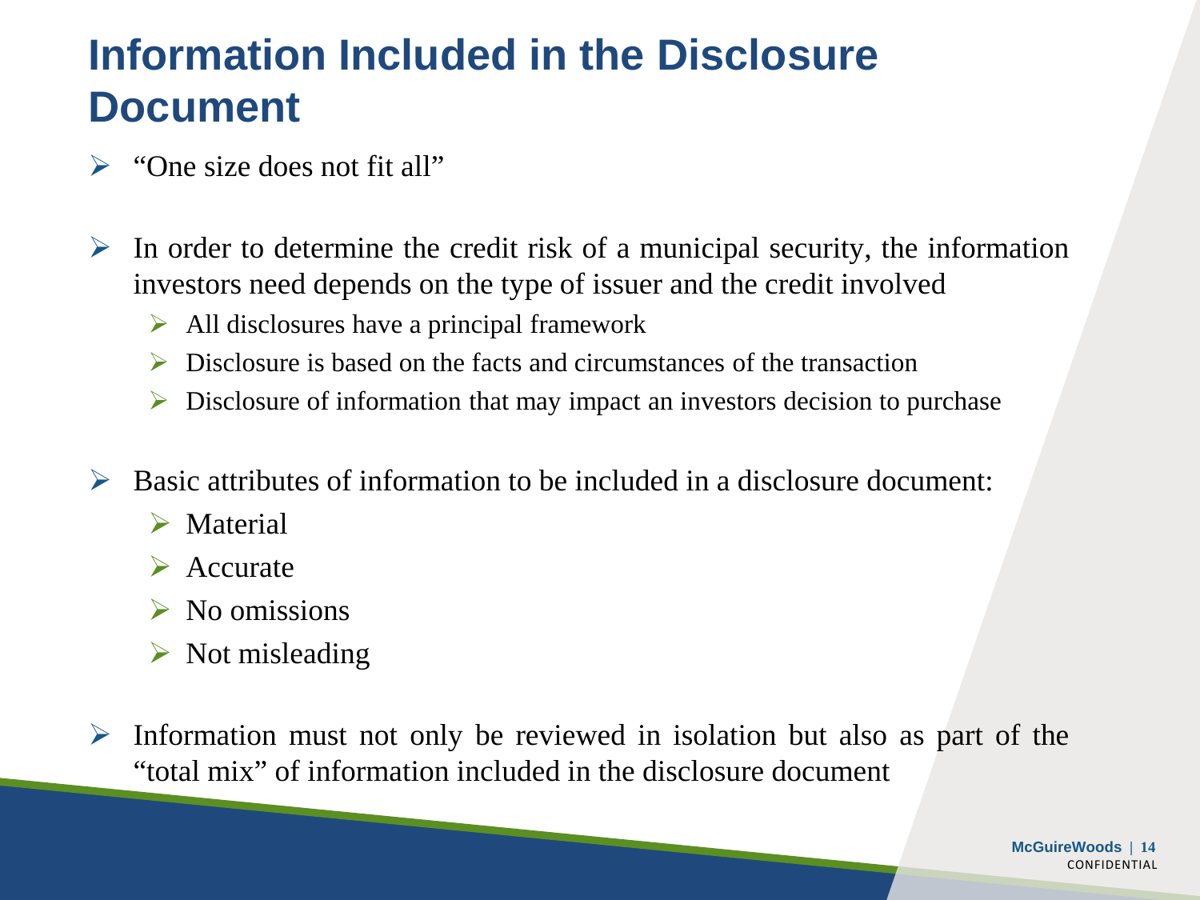# Information Included in the Disclosure Document

- "One size does not fit all"

- In order to determine the credit risk of a municipal security, the information investors need depends on the type of issuer and the credit involved
  - All disclosures have a principal framework
  - Disclosure is based on the facts and circumstances of the transaction
  - Disclosure of information that may impact an investors decision to purchase

- Basic attributes of information to be included in a disclosure document:
  - Material
  - Accurate
  - No omissions
  - Not misleading

- Information must not only be reviewed in isolation but also as part of the "total mix" of information included in the disclosure document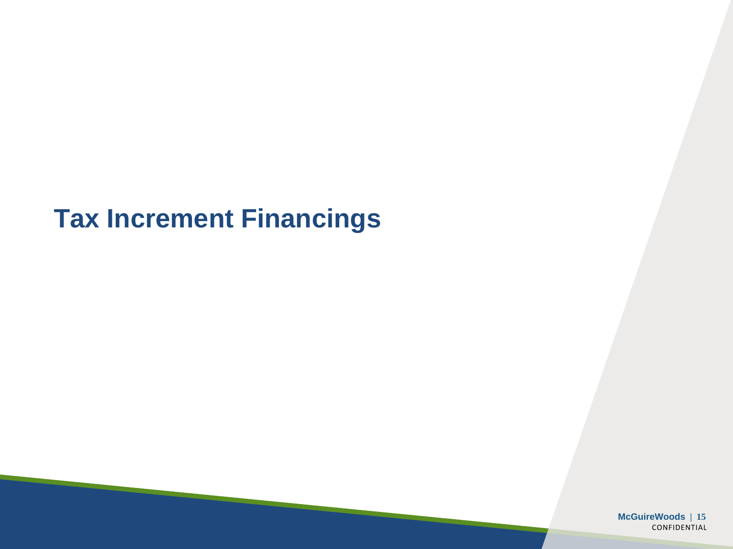# Tax Increment Financings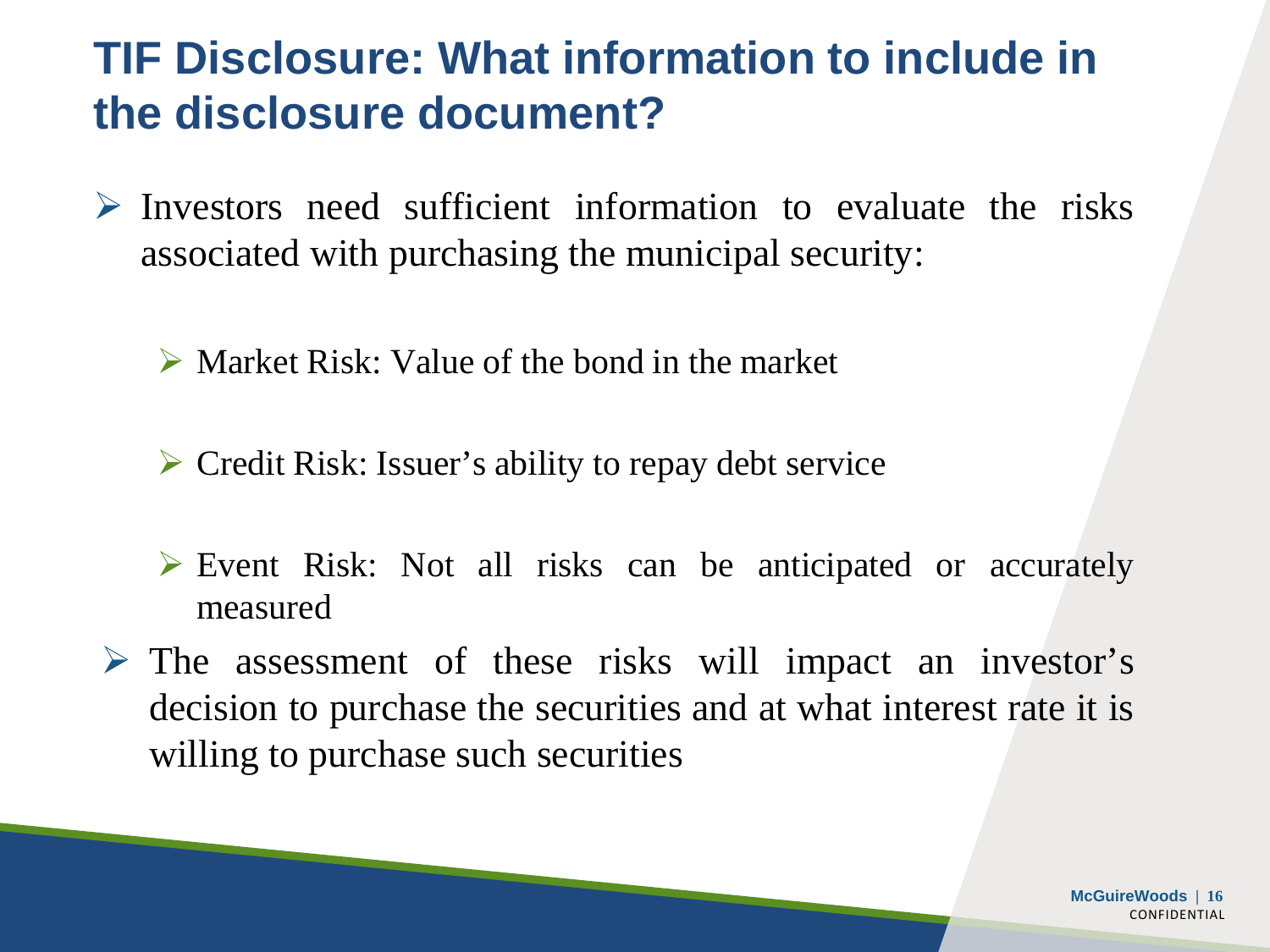# TIF Disclosure: What information to include in the disclosure document?

- Investors need sufficient information to evaluate the risks associated with purchasing the municipal security:
  - Market Risk: Value of the bond in the market
  - Credit Risk: Issuer's ability to repay debt service
  - Event Risk: Not all risks can be anticipated or accurately measured
- The assessment of these risks will impact an investor's decision to purchase the securities and at what interest rate it is willing to purchase such securities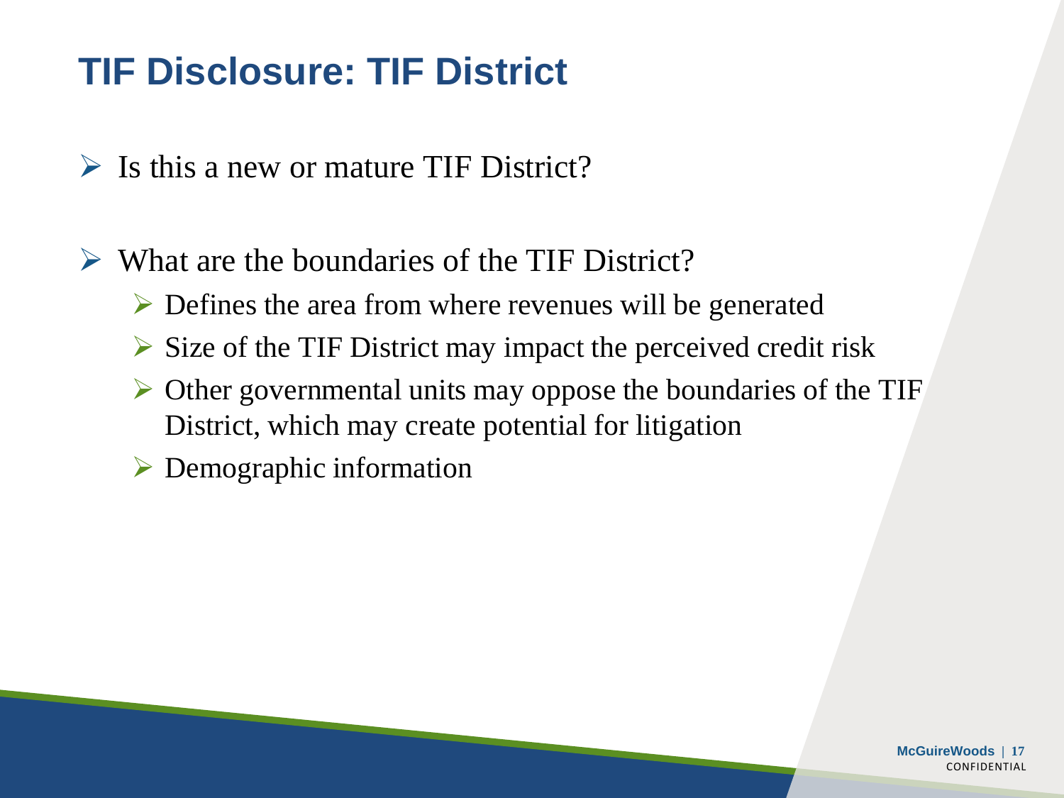# TIF Disclosure: TIF District

- Is this a new or mature TIF District?

- What are the boundaries of the TIF District?
  - Defines the area from where revenues will be generated
  - Size of the TIF District may impact the perceived credit risk
  - Other governmental units may oppose the boundaries of the TIF District, which may create potential for litigation
  - Demographic information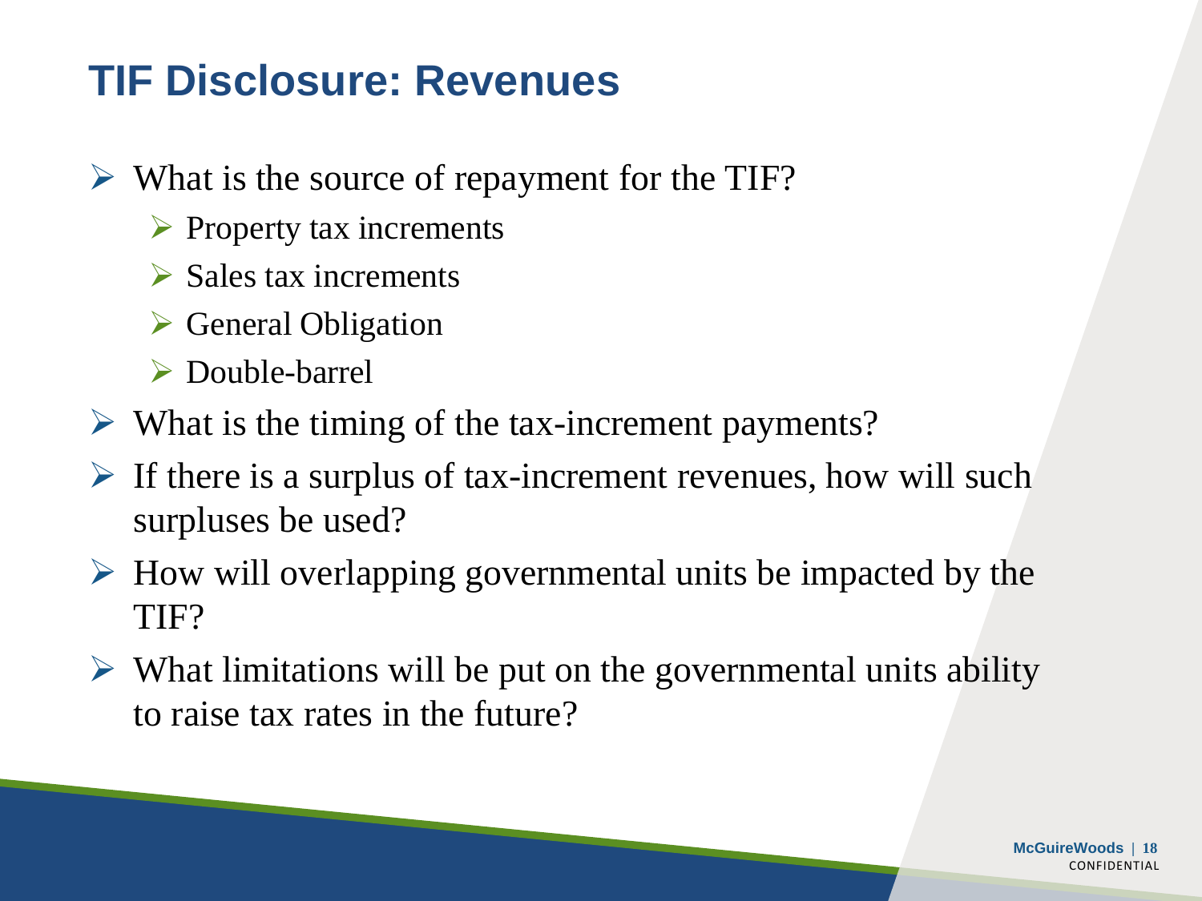# TIF Disclosure: Revenues

- What is the source of repayment for the TIF?
  - Property tax increments
  - Sales tax increments
  - General Obligation
  - Double-barrel
- What is the timing of the tax-increment payments?
- If there is a surplus of tax-increment revenues, how will such surpluses be used?
- How will overlapping governmental units be impacted by the TIF?
- What limitations will be put on the governmental units ability to raise tax rates in the future?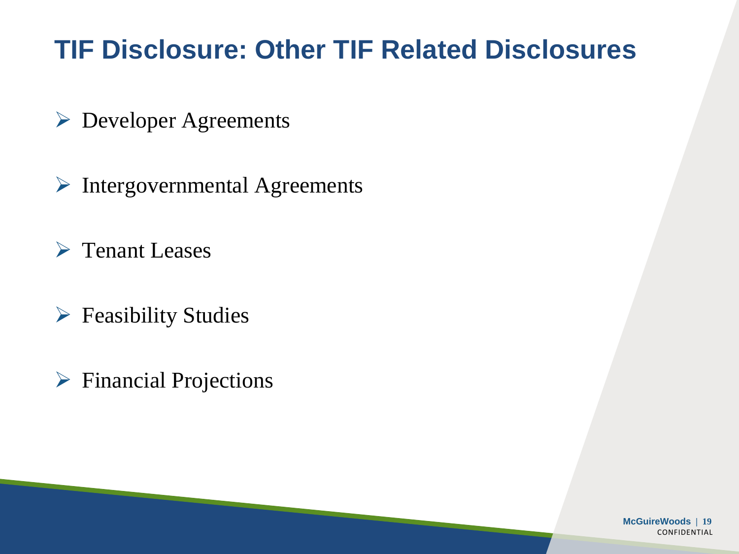# TIF Disclosure: Other TIF Related Disclosures

- Developer Agreements
- Intergovernmental Agreements
- Tenant Leases
- Feasibility Studies
- Financial Projections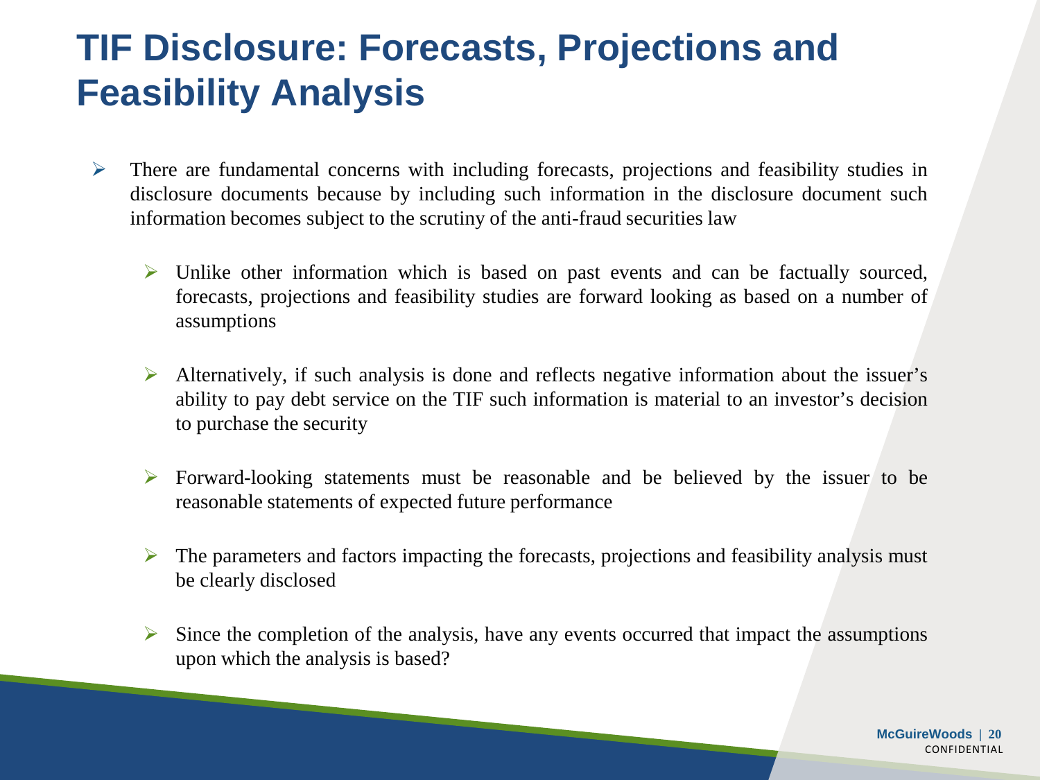# TIF Disclosure: Forecasts, Projections and Feasibility Analysis

- There are fundamental concerns with including forecasts, projections and feasibility studies in disclosure documents because by including such information in the disclosure document such information becomes subject to the scrutiny of the anti-fraud securities law
  - Unlike other information which is based on past events and can be factually sourced, forecasts, projections and feasibility studies are forward looking as based on a number of assumptions
  - Alternatively, if such analysis is done and reflects negative information about the issuer's ability to pay debt service on the TIF such information is material to an investor's decision to purchase the security
  - Forward-looking statements must be reasonable and be believed by the issuer to be reasonable statements of expected future performance
  - The parameters and factors impacting the forecasts, projections and feasibility analysis must be clearly disclosed
  - Since the completion of the analysis, have any events occurred that impact the assumptions upon which the analysis is based?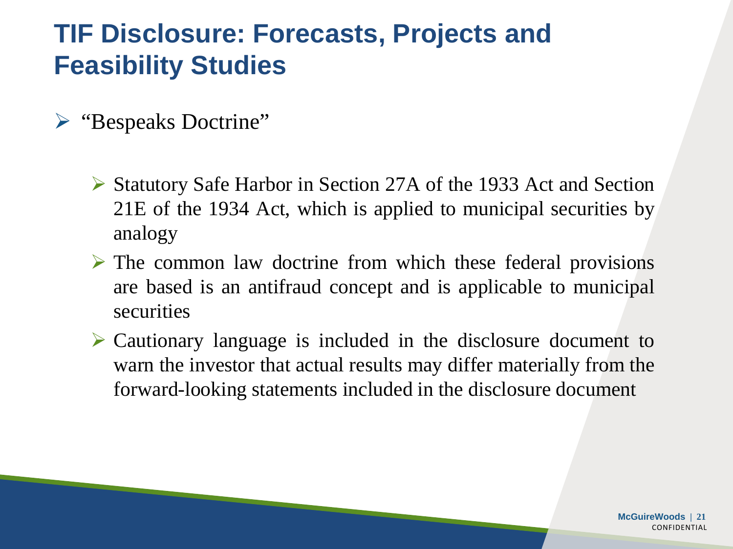# TIF Disclosure: Forecasts, Projects and Feasibility Studies

- "Bespeaks Doctrine"
  - Statutory Safe Harbor in Section 27A of the 1933 Act and Section 21E of the 1934 Act, which is applied to municipal securities by analogy
  - The common law doctrine from which these federal provisions are based is an antifraud concept and is applicable to municipal securities
  - Cautionary language is included in the disclosure document to warn the investor that actual results may differ materially from the forward-looking statements included in the disclosure document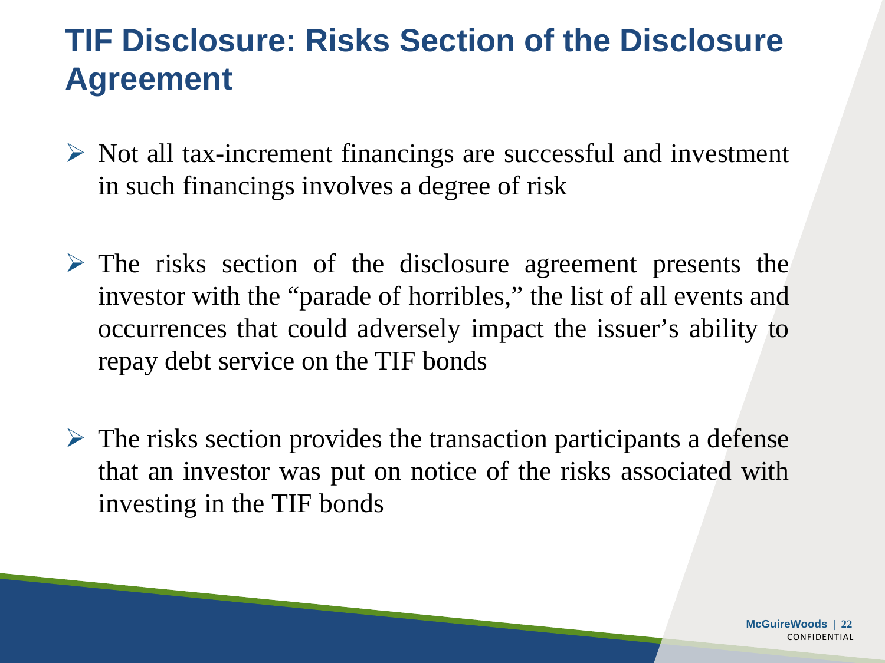# TIF Disclosure: Risks Section of the Disclosure Agreement

- Not all tax-increment financings are successful and investment in such financings involves a degree of risk

- The risks section of the disclosure agreement presents the investor with the "parade of horribles," the list of all events and occurrences that could adversely impact the issuer's ability to repay debt service on the TIF bonds

- The risks section provides the transaction participants a defense that an investor was put on notice of the risks associated with investing in the TIF bonds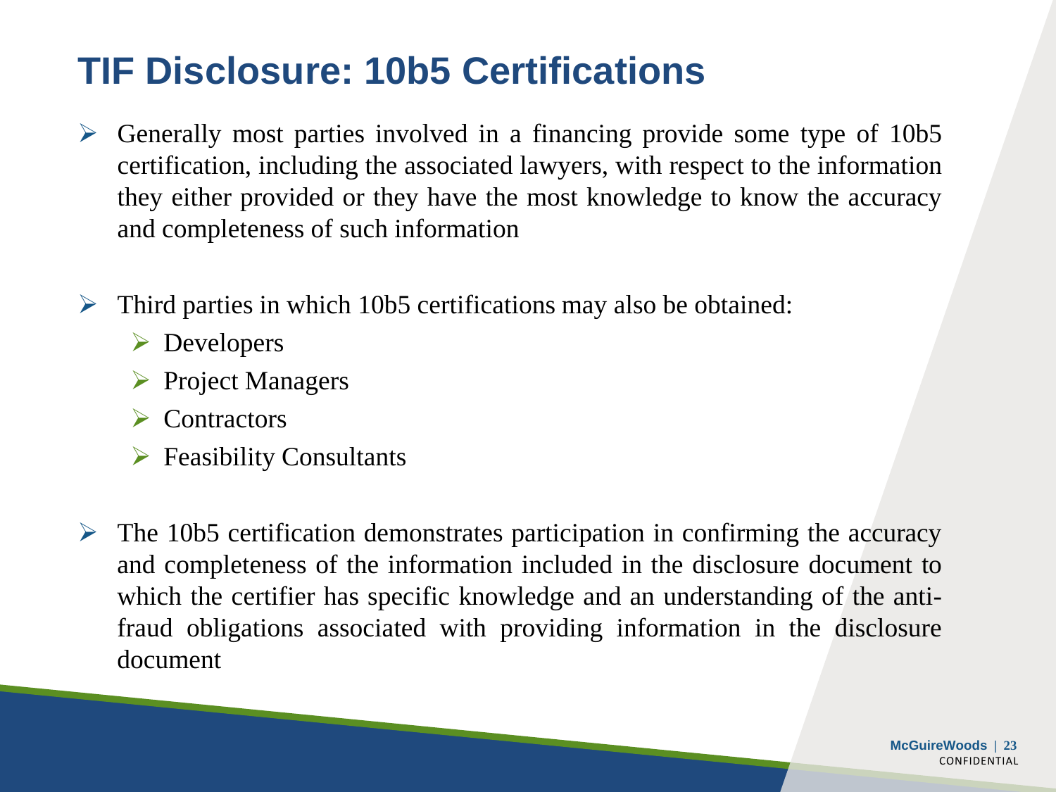# TIF Disclosure: 10b5 Certifications

- Generally most parties involved in a financing provide some type of 10b5 certification, including the associated lawyers, with respect to the information they either provided or they have the most knowledge to know the accuracy and completeness of such information

- Third parties in which 10b5 certifications may also be obtained:
  - Developers
  - Project Managers
  - Contractors
  - Feasibility Consultants

- The 10b5 certification demonstrates participation in confirming the accuracy and completeness of the information included in the disclosure document to which the certifier has specific knowledge and an understanding of the anti-fraud obligations associated with providing information in the disclosure document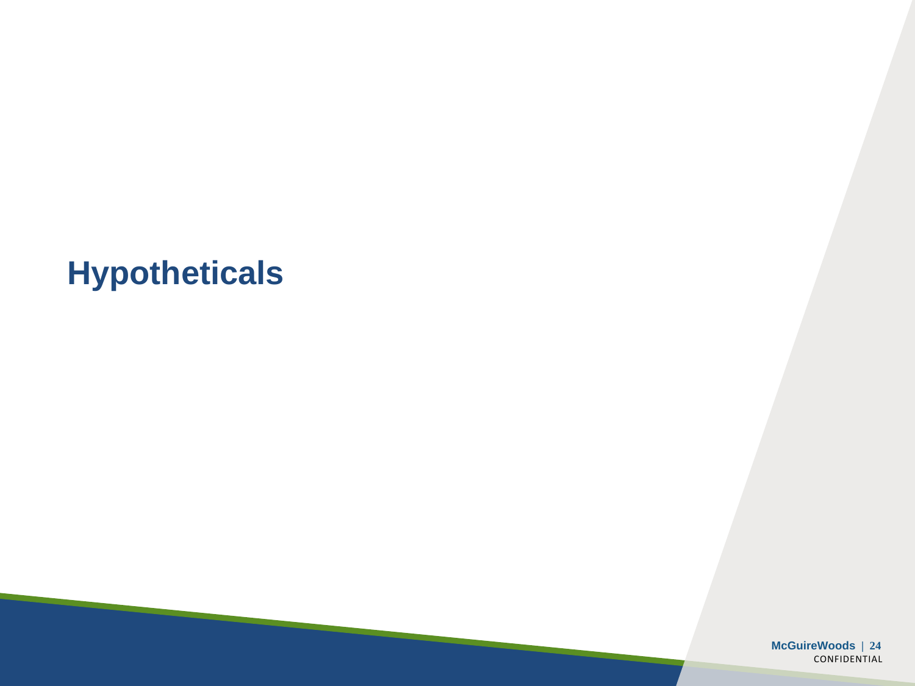# Hypotheticals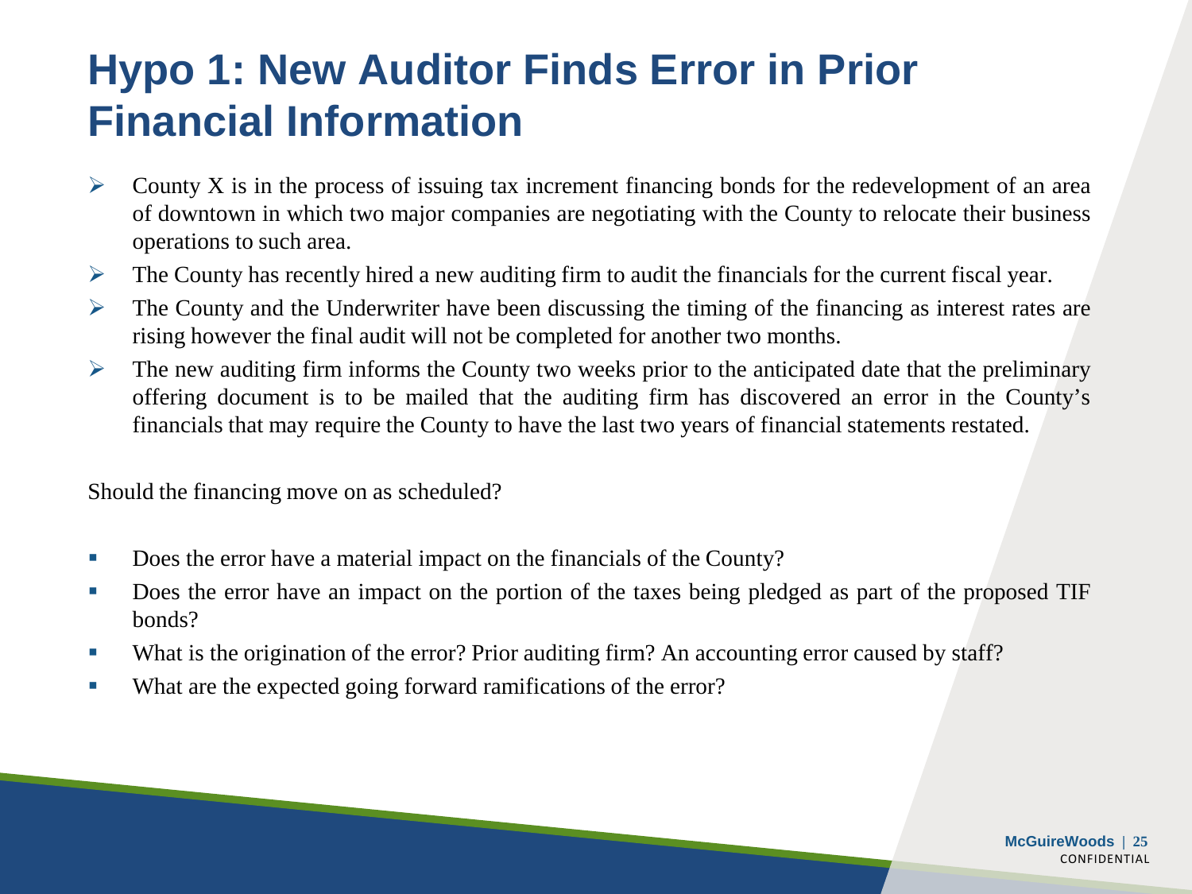# Hypo 1: New Auditor Finds Error in Prior Financial Information

- County X is in the process of issuing tax increment financing bonds for the redevelopment of an area of downtown in which two major companies are negotiating with the County to relocate their business operations to such area.
- The County has recently hired a new auditing firm to audit the financials for the current fiscal year.
- The County and the Underwriter have been discussing the timing of the financing as interest rates are rising however the final audit will not be completed for another two months.
- The new auditing firm informs the County two weeks prior to the anticipated date that the preliminary offering document is to be mailed that the auditing firm has discovered an error in the County's financials that may require the County to have the last two years of financial statements restated.

Should the financing move on as scheduled?

- Does the error have a material impact on the financials of the County?
- Does the error have an impact on the portion of the taxes being pledged as part of the proposed TIF bonds?
- What is the origination of the error? Prior auditing firm? An accounting error caused by staff?
- What are the expected going forward ramifications of the error?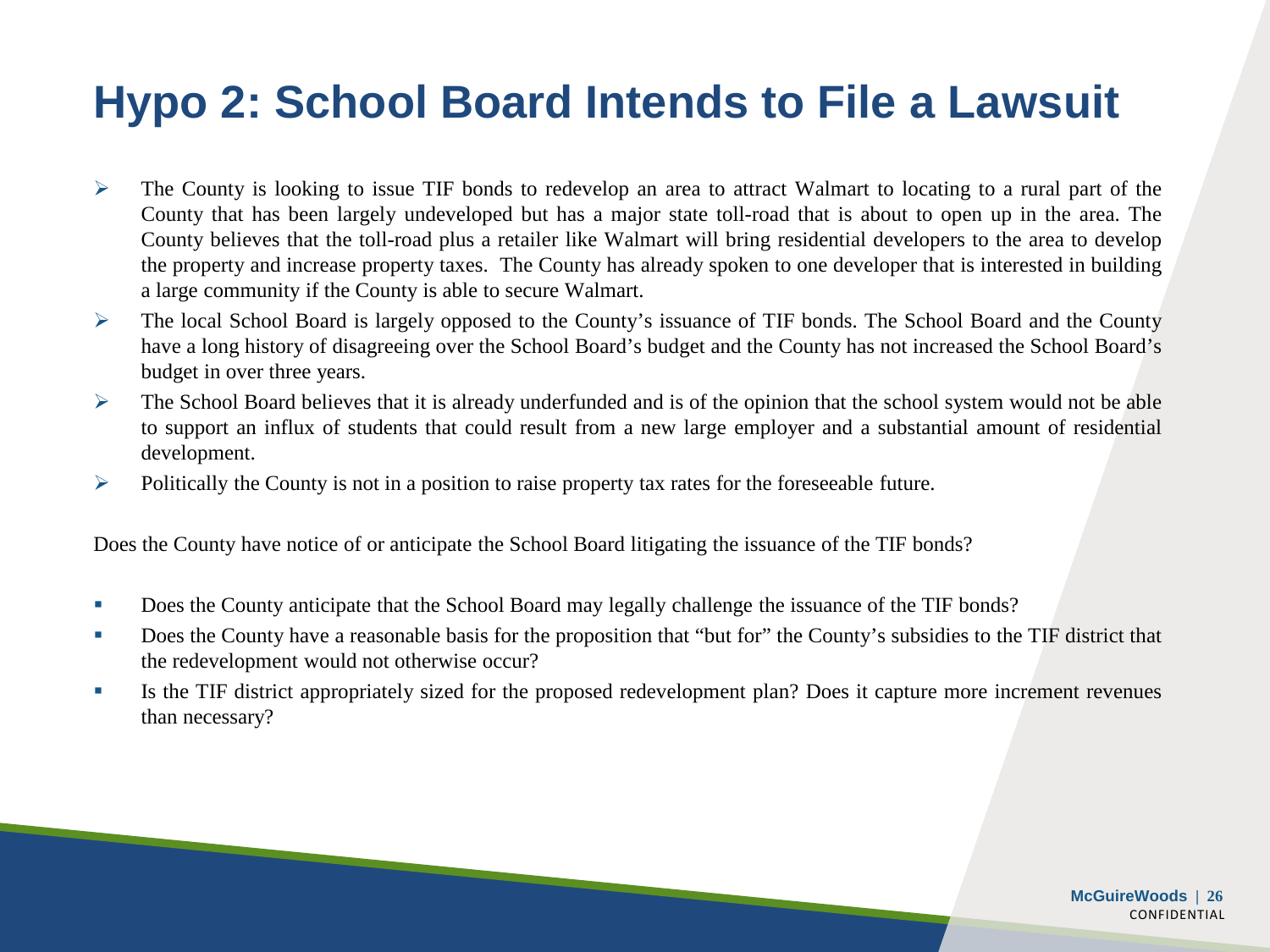# Hypo 2: School Board Intends to File a Lawsuit

- The County is looking to issue TIF bonds to redevelop an area to attract Walmart to locating to a rural part of the County that has been largely undeveloped but has a major state toll-road that is about to open up in the area. The County believes that the toll-road plus a retailer like Walmart will bring residential developers to the area to develop the property and increase property taxes. The County has already spoken to one developer that is interested in building a large community if the County is able to secure Walmart.
- The local School Board is largely opposed to the County's issuance of TIF bonds. The School Board and the County have a long history of disagreeing over the School Board's budget and the County has not increased the School Board's budget in over three years.
- The School Board believes that it is already underfunded and is of the opinion that the school system would not be able to support an influx of students that could result from a new large employer and a substantial amount of residential development.
- Politically the County is not in a position to raise property tax rates for the foreseeable future.

Does the County have notice of or anticipate the School Board litigating the issuance of the TIF bonds?

- Does the County anticipate that the School Board may legally challenge the issuance of the TIF bonds?
- Does the County have a reasonable basis for the proposition that "but for" the County's subsidies to the TIF district that the redevelopment would not otherwise occur?
- Is the TIF district appropriately sized for the proposed redevelopment plan? Does it capture more increment revenues than necessary?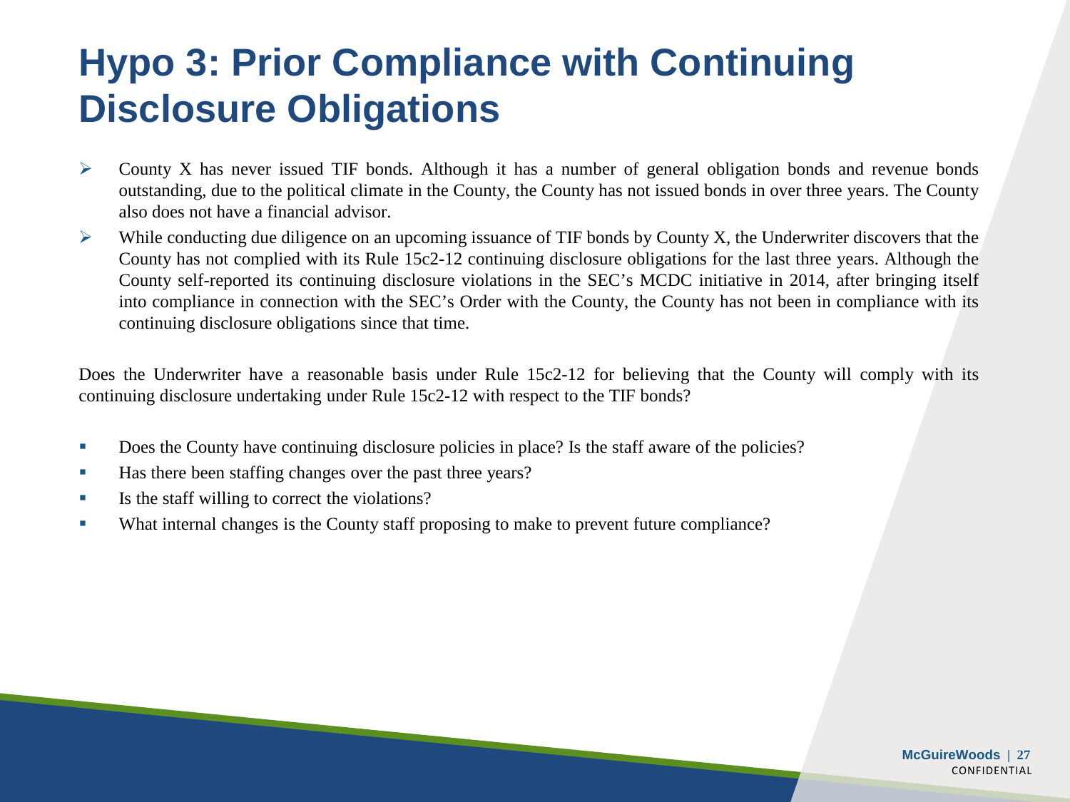# Hypo 3: Prior Compliance with Continuing Disclosure Obligations

- County X has never issued TIF bonds. Although it has a number of general obligation bonds and revenue bonds outstanding, due to the political climate in the County, the County has not issued bonds in over three years. The County also does not have a financial advisor.
- While conducting due diligence on an upcoming issuance of TIF bonds by County X, the Underwriter discovers that the County has not complied with its Rule 15c2-12 continuing disclosure obligations for the last three years. Although the County self-reported its continuing disclosure violations in the SEC's MCDC initiative in 2014, after bringing itself into compliance in connection with the SEC's Order with the County, the County has not been in compliance with its continuing disclosure obligations since that time.

Does the Underwriter have a reasonable basis under Rule 15c2-12 for believing that the County will comply with its continuing disclosure undertaking under Rule 15c2-12 with respect to the TIF bonds?

- Does the County have continuing disclosure policies in place? Is the staff aware of the policies?
- Has there been staffing changes over the past three years?
- Is the staff willing to correct the violations?
- What internal changes is the County staff proposing to make to prevent future compliance?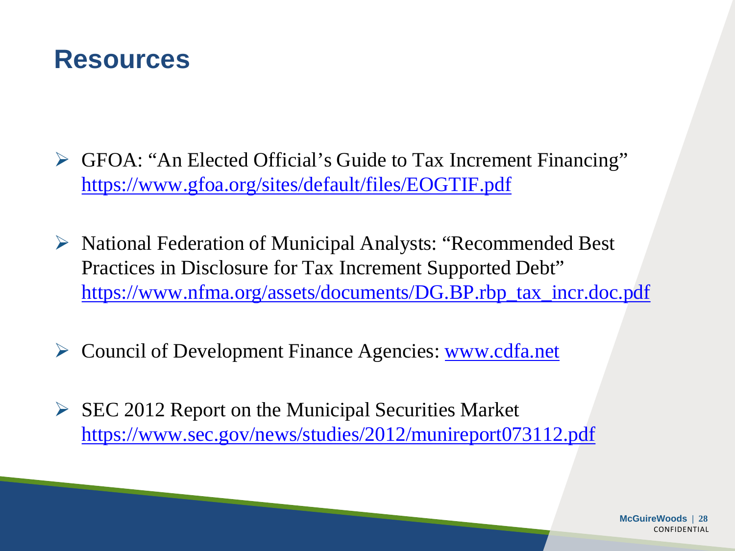# Resources

- GFOA: "An Elected Official's Guide to Tax Increment Financing" https://www.gfoa.org/sites/default/files/EOGTIF.pdf

- National Federation of Municipal Analysts: "Recommended Best Practices in Disclosure for Tax Increment Supported Debt" https://www.nfma.org/assets/documents/DG.BP.rbp_tax_incr.doc.pdf

- Council of Development Finance Agencies: www.cdfa.net

- SEC 2012 Report on the Municipal Securities Market https://www.sec.gov/news/studies/2012/munireport073112.pdf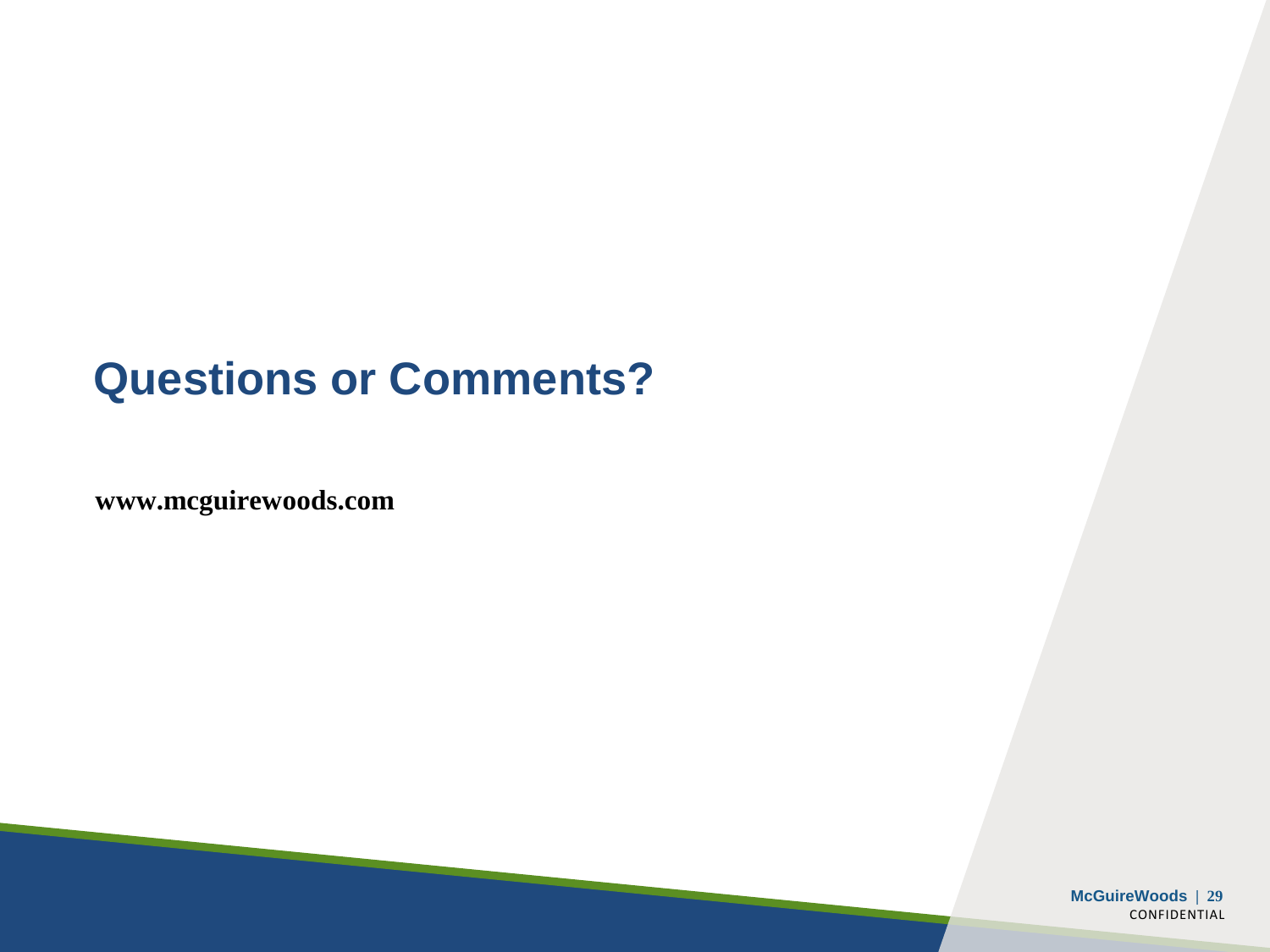# Questions or Comments?

**www.mcguirewoods.com**